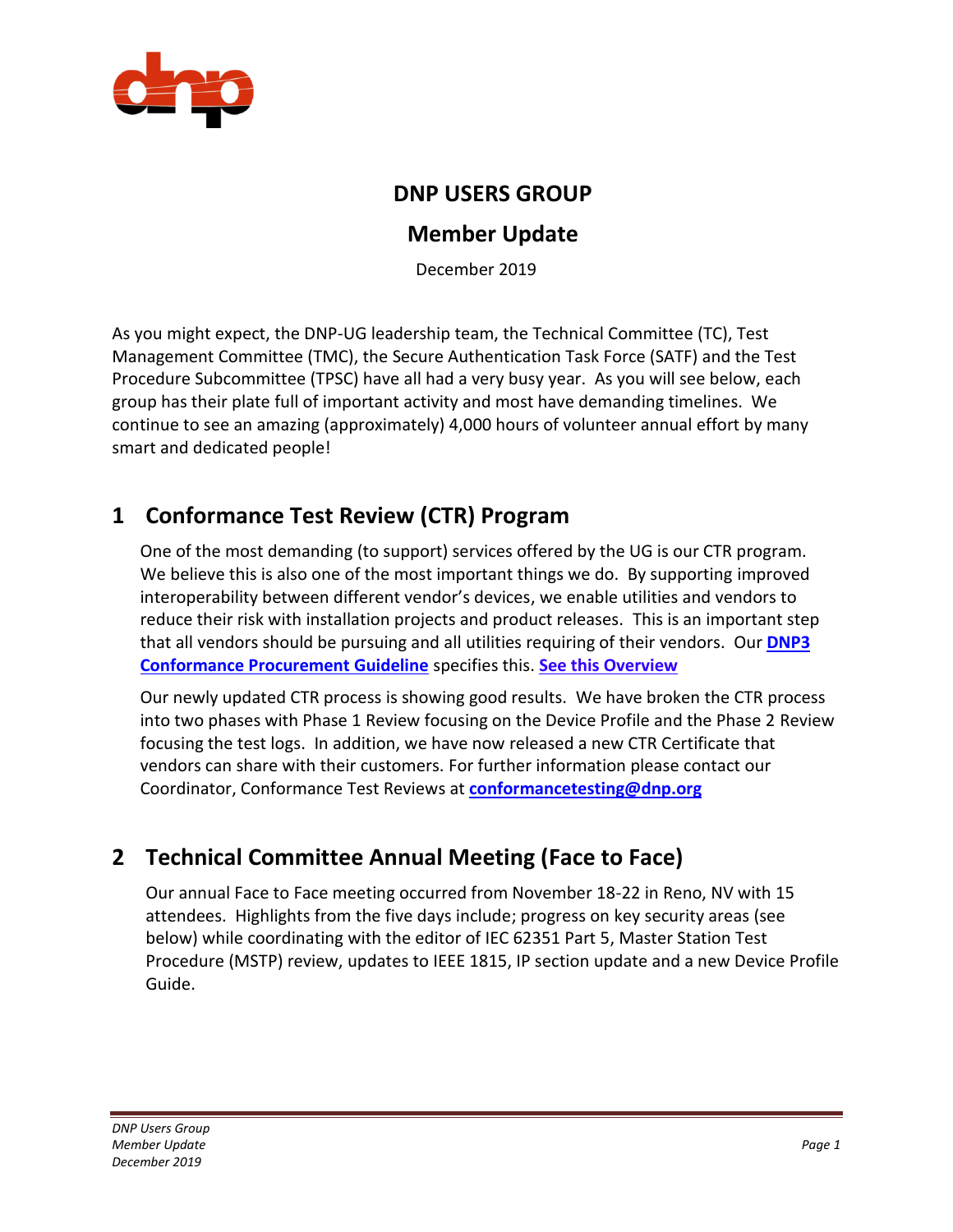# DNP USERS GROUP

## Member Update

December 2019

As you might expect, the DNP-UG leadership team, the Technical Committee (TC), Test Management Committee (TMC), the Secure Authentication Task Force (SATF) and the Test Procedure Subcommittee (TPSC) have all had a very busy year. As you will see below, each group has their plate full of important activity and most have demanding timelines. We continue to see an amazing (approximately) 4,000 hours of volunteer annual effort by many smart and dedicated people!

## 1 Conformance Test Review (CTR) Program

One of the most demanding (to support) services offered by the UG is our CTR program. We believe this is also one of the most important things we do. By supporting improved interoperability between different vendor's devices, we enable utilities and vendors to reduce their risk with installation projects and product releases. This is an important step that all vendors should be pursuing and all utilities requiring of their vendors. Our **DNP3 Conformance Procurement Guideline** specifies this. **See this Overview**

Our newly updated CTR process is showing good results. We have broken the CTR process into two phases with Phase 1 Review focusing on the Device Profile and the Phase 2 Review focusing the test logs. In addition, we have now released a new CTR Certificate that vendors can share with their customers. For further information please contact our Coordinator, Conformance Test Reviews at **conformancetesting@dnp.org**

## 2 Technical Committee Annual Meeting (Face to Face)

Our annual Face to Face meeting occurred from November 18-22 in Reno, NV with 15 attendees. Highlights from the five days include; progress on key security areas (see below) while coordinating with the editor of IEC 62351 Part 5, Master Station Test Procedure (MSTP) review, updates to IEEE 1815, IP section update and a new Device Profile Guide.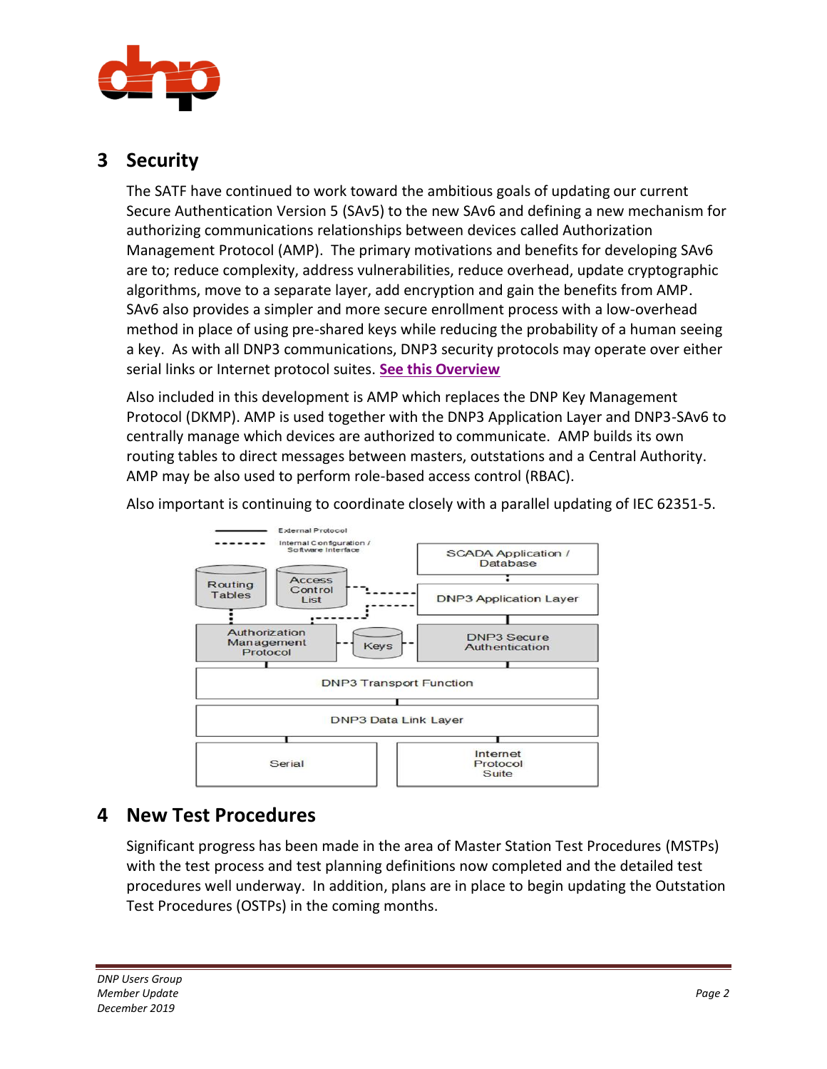## 3 Security

The SATF have continued to work toward the ambitious goals of updating our current Secure Authentication Version 5 (SAv5) to the new SAv6 and defining a new mechanism for authorizing communications relationships between devices called Authorization Management Protocol (AMP). The primary motivations and benefits for developing SAv6 are to; reduce complexity, address vulnerabilities, reduce overhead, update cryptographic algorithms, move to a separate layer, add encryption and gain the benefits from AMP. SAv6 also provides a simpler and more secure enrollment process with a low-overhead method in place of using pre-shared keys while reducing the probability of a human seeing a key. As with all DNP3 communications, DNP3 security protocols may operate over either serial links or Internet protocol suites. **See this Overview**

Also included in this development is AMP which replaces the DNP Key Management Protocol (DKMP). AMP is used together with the DNP3 Application Layer and DNP3-SAv6 to centrally manage which devices are authorized to communicate. AMP builds its own routing tables to direct messages between masters, outstations and a Central Authority. AMP may be also used to perform role-based access control (RBAC).

Also important is continuing to coordinate closely with a parallel updating of IEC 62351-5.

## 4 New Test Procedures

Significant progress has been made in the area of Master Station Test Procedures (MSTPs) with the test process and test planning definitions now completed and the detailed test procedures well underway. In addition, plans are in place to begin updating the Outstation Test Procedures (OSTPs) in the coming months.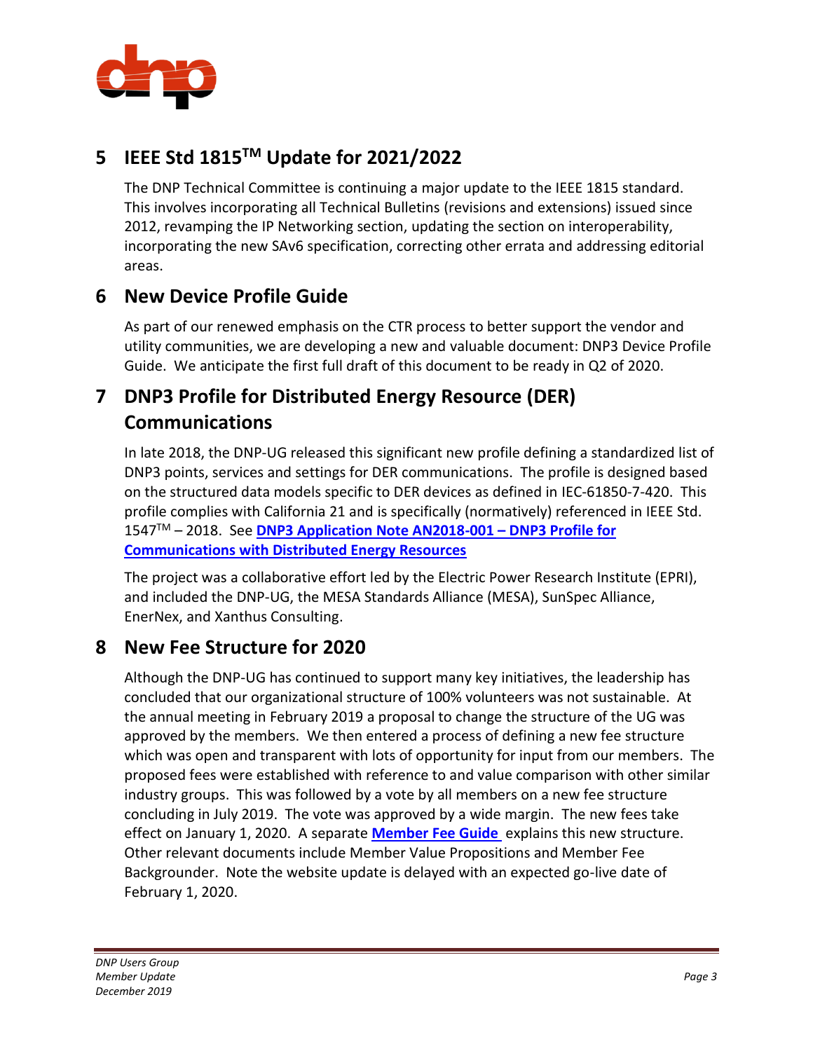## 5 IEEE Std 1815™ Update for 2021/2022

The DNP Technical Committee is continuing a major update to the IEEE 1815 standard. This involves incorporating all Technical Bulletins (revisions and extensions) issued since 2012, revamping the IP Networking section, updating the section on interoperability, incorporating the new SAv6 specification, correcting other errata and addressing editorial areas.

## 6 New Device Profile Guide

As part of our renewed emphasis on the CTR process to better support the vendor and utility communities, we are developing a new and valuable document: DNP3 Device Profile Guide. We anticipate the first full draft of this document to be ready in Q2 of 2020.

## 7 DNP3 Profile for Distributed Energy Resource (DER) Communications

In late 2018, the DNP-UG released this significant new profile defining a standardized list of DNP3 points, services and settings for DER communications. The profile is designed based on the structured data models specific to DER devices as defined in IEC-61850-7-420. This profile complies with California 21 and is specifically (normatively) referenced in IEEE Std. 1547™ – 2018. See **DNP3 Application Note AN2018-001 – DNP3 Profile for Communications with Distributed Energy Resources**

The project was a collaborative effort led by the Electric Power Research Institute (EPRI), and included the DNP-UG, the MESA Standards Alliance (MESA), SunSpec Alliance, EnerNex, and Xanthus Consulting.

## 8 New Fee Structure for 2020

Although the DNP-UG has continued to support many key initiatives, the leadership has concluded that our organizational structure of 100% volunteers was not sustainable. At the annual meeting in February 2019 a proposal to change the structure of the UG was approved by the members. We then entered a process of defining a new fee structure which was open and transparent with lots of opportunity for input from our members. The proposed fees were established with reference to and value comparison with other similar industry groups. This was followed by a vote by all members on a new fee structure concluding in July 2019. The vote was approved by a wide margin. The new fees take effect on January 1, 2020. A separate **Member Fee Guide** explains this new structure. Other relevant documents include Member Value Propositions and Member Fee Backgrounder. Note the website update is delayed with an expected go-live date of February 1, 2020.